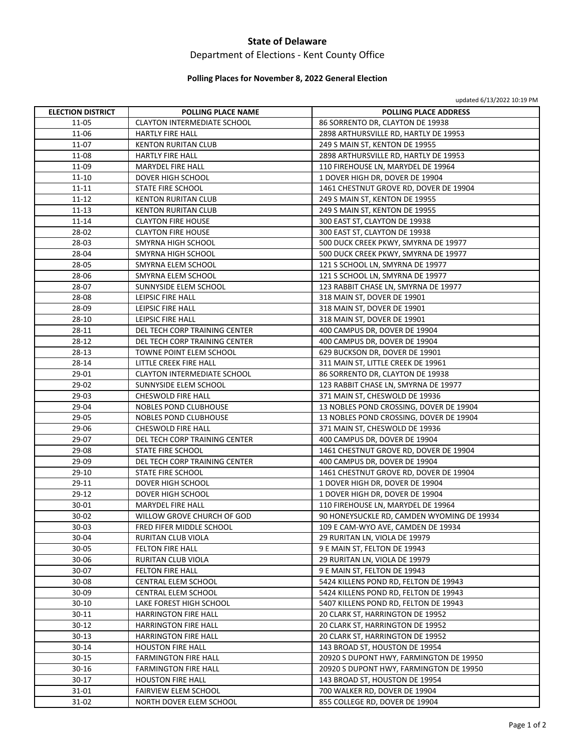**State of Delaware**

Department of Elections - Kent County Office

**Polling Places for November 8, 2022 General Election**

updated 6/13/2022 10:19 PM

| ELECTION DISTRICT | POLLING PLACE NAME | POLLING PLACE ADDRESS |
|---|---|---|
| 11-05 | CLAYTON INTERMEDIATE SCHOOL | 86 SORRENTO DR, CLAYTON DE 19938 |
| 11-06 | HARTLY FIRE HALL | 2898 ARTHURSVILLE RD, HARTLY DE 19953 |
| 11-07 | KENTON RURITAN CLUB | 249 S MAIN ST, KENTON DE 19955 |
| 11-08 | HARTLY FIRE HALL | 2898 ARTHURSVILLE RD, HARTLY DE 19953 |
| 11-09 | MARYDEL FIRE HALL | 110 FIREHOUSE LN, MARYDEL DE 19964 |
| 11-10 | DOVER HIGH SCHOOL | 1 DOVER HIGH DR, DOVER DE 19904 |
| 11-11 | STATE FIRE SCHOOL | 1461 CHESTNUT GROVE RD, DOVER DE 19904 |
| 11-12 | KENTON RURITAN CLUB | 249 S MAIN ST, KENTON DE 19955 |
| 11-13 | KENTON RURITAN CLUB | 249 S MAIN ST, KENTON DE 19955 |
| 11-14 | CLAYTON FIRE HOUSE | 300 EAST ST, CLAYTON DE 19938 |
| 28-02 | CLAYTON FIRE HOUSE | 300 EAST ST, CLAYTON DE 19938 |
| 28-03 | SMYRNA HIGH SCHOOL | 500 DUCK CREEK PKWY, SMYRNA DE 19977 |
| 28-04 | SMYRNA HIGH SCHOOL | 500 DUCK CREEK PKWY, SMYRNA DE 19977 |
| 28-05 | SMYRNA ELEM SCHOOL | 121 S SCHOOL LN, SMYRNA DE 19977 |
| 28-06 | SMYRNA ELEM SCHOOL | 121 S SCHOOL LN, SMYRNA DE 19977 |
| 28-07 | SUNNYSIDE ELEM SCHOOL | 123 RABBIT CHASE LN, SMYRNA DE 19977 |
| 28-08 | LEIPSIC FIRE HALL | 318 MAIN ST, DOVER DE 19901 |
| 28-09 | LEIPSIC FIRE HALL | 318 MAIN ST, DOVER DE 19901 |
| 28-10 | LEIPSIC FIRE HALL | 318 MAIN ST, DOVER DE 19901 |
| 28-11 | DEL TECH CORP TRAINING CENTER | 400 CAMPUS DR, DOVER DE 19904 |
| 28-12 | DEL TECH CORP TRAINING CENTER | 400 CAMPUS DR, DOVER DE 19904 |
| 28-13 | TOWNE POINT ELEM SCHOOL | 629 BUCKSON DR, DOVER DE 19901 |
| 28-14 | LITTLE CREEK FIRE HALL | 311 MAIN ST, LITTLE CREEK DE 19961 |
| 29-01 | CLAYTON INTERMEDIATE SCHOOL | 86 SORRENTO DR, CLAYTON DE 19938 |
| 29-02 | SUNNYSIDE ELEM SCHOOL | 123 RABBIT CHASE LN, SMYRNA DE 19977 |
| 29-03 | CHESWOLD FIRE HALL | 371 MAIN ST, CHESWOLD DE 19936 |
| 29-04 | NOBLES POND CLUBHOUSE | 13 NOBLES POND CROSSING, DOVER DE 19904 |
| 29-05 | NOBLES POND CLUBHOUSE | 13 NOBLES POND CROSSING, DOVER DE 19904 |
| 29-06 | CHESWOLD FIRE HALL | 371 MAIN ST, CHESWOLD DE 19936 |
| 29-07 | DEL TECH CORP TRAINING CENTER | 400 CAMPUS DR, DOVER DE 19904 |
| 29-08 | STATE FIRE SCHOOL | 1461 CHESTNUT GROVE RD, DOVER DE 19904 |
| 29-09 | DEL TECH CORP TRAINING CENTER | 400 CAMPUS DR, DOVER DE 19904 |
| 29-10 | STATE FIRE SCHOOL | 1461 CHESTNUT GROVE RD, DOVER DE 19904 |
| 29-11 | DOVER HIGH SCHOOL | 1 DOVER HIGH DR, DOVER DE 19904 |
| 29-12 | DOVER HIGH SCHOOL | 1 DOVER HIGH DR, DOVER DE 19904 |
| 30-01 | MARYDEL FIRE HALL | 110 FIREHOUSE LN, MARYDEL DE 19964 |
| 30-02 | WILLOW GROVE CHURCH OF GOD | 90 HONEYSUCKLE RD, CAMDEN WYOMING DE 19934 |
| 30-03 | FRED FIFER MIDDLE SCHOOL | 109 E CAM-WYO AVE, CAMDEN DE 19934 |
| 30-04 | RURITAN CLUB VIOLA | 29 RURITAN LN, VIOLA DE 19979 |
| 30-05 | FELTON FIRE HALL | 9 E MAIN ST, FELTON DE 19943 |
| 30-06 | RURITAN CLUB VIOLA | 29 RURITAN LN, VIOLA DE 19979 |
| 30-07 | FELTON FIRE HALL | 9 E MAIN ST, FELTON DE 19943 |
| 30-08 | CENTRAL ELEM SCHOOL | 5424 KILLENS POND RD, FELTON DE 19943 |
| 30-09 | CENTRAL ELEM SCHOOL | 5424 KILLENS POND RD, FELTON DE 19943 |
| 30-10 | LAKE FOREST HIGH SCHOOL | 5407 KILLENS POND RD, FELTON DE 19943 |
| 30-11 | HARRINGTON FIRE HALL | 20 CLARK ST, HARRINGTON DE 19952 |
| 30-12 | HARRINGTON FIRE HALL | 20 CLARK ST, HARRINGTON DE 19952 |
| 30-13 | HARRINGTON FIRE HALL | 20 CLARK ST, HARRINGTON DE 19952 |
| 30-14 | HOUSTON FIRE HALL | 143 BROAD ST, HOUSTON DE 19954 |
| 30-15 | FARMINGTON FIRE HALL | 20920 S DUPONT HWY, FARMINGTON DE 19950 |
| 30-16 | FARMINGTON FIRE HALL | 20920 S DUPONT HWY, FARMINGTON DE 19950 |
| 30-17 | HOUSTON FIRE HALL | 143 BROAD ST, HOUSTON DE 19954 |
| 31-01 | FAIRVIEW ELEM SCHOOL | 700 WALKER RD, DOVER DE 19904 |
| 31-02 | NORTH DOVER ELEM SCHOOL | 855 COLLEGE RD, DOVER DE 19904 |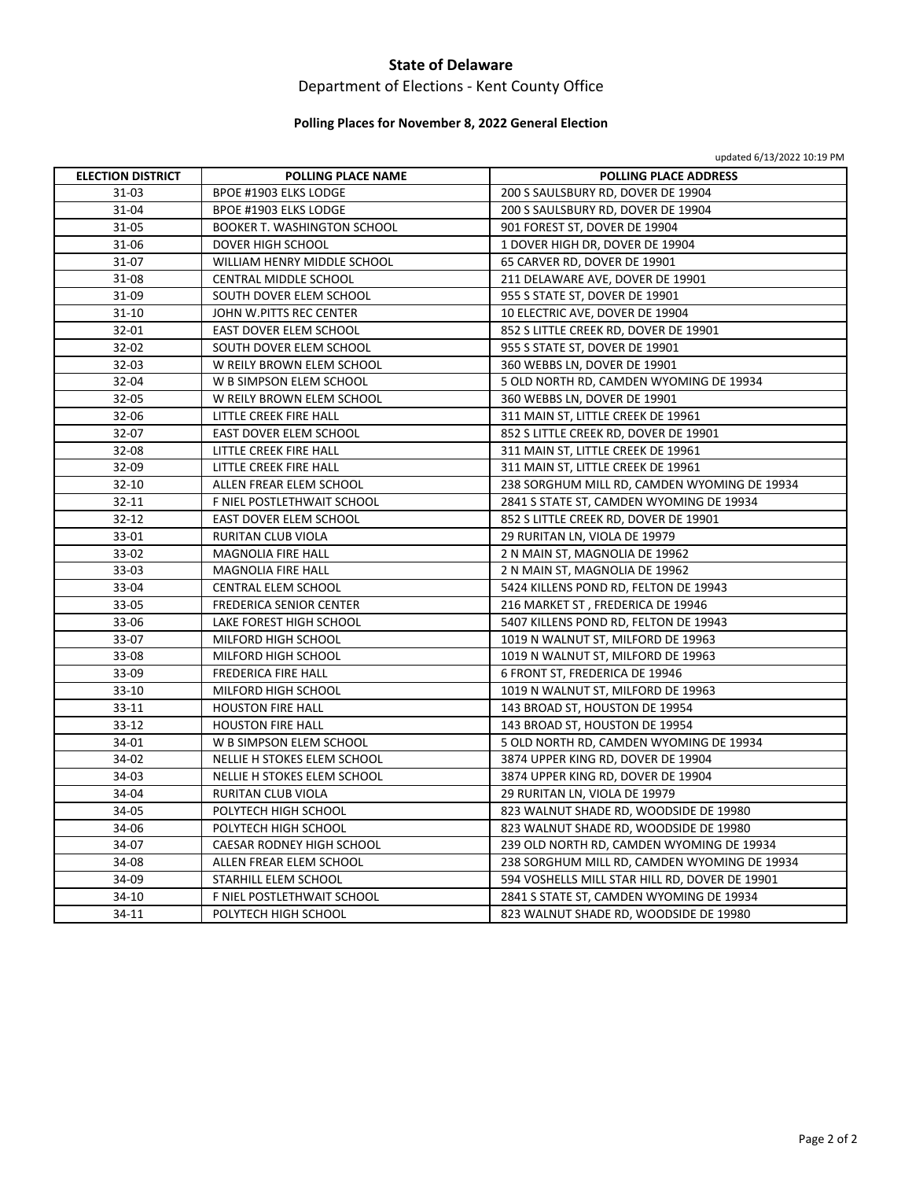# State of Delaware

Department of Elections - Kent County Office

**Polling Places for November 8, 2022 General Election**

updated 6/13/2022 10:19 PM

| ELECTION DISTRICT | POLLING PLACE NAME | POLLING PLACE ADDRESS |
|---|---|---|
| 31-03 | BPOE #1903 ELKS LODGE | 200 S SAULSBURY RD, DOVER DE 19904 |
| 31-04 | BPOE #1903 ELKS LODGE | 200 S SAULSBURY RD, DOVER DE 19904 |
| 31-05 | BOOKER T. WASHINGTON SCHOOL | 901 FOREST ST, DOVER DE 19904 |
| 31-06 | DOVER HIGH SCHOOL | 1 DOVER HIGH DR, DOVER DE 19904 |
| 31-07 | WILLIAM HENRY MIDDLE SCHOOL | 65 CARVER RD, DOVER DE 19901 |
| 31-08 | CENTRAL MIDDLE SCHOOL | 211 DELAWARE AVE, DOVER DE 19901 |
| 31-09 | SOUTH DOVER ELEM SCHOOL | 955 S STATE ST, DOVER DE 19901 |
| 31-10 | JOHN W.PITTS REC CENTER | 10 ELECTRIC AVE, DOVER DE 19904 |
| 32-01 | EAST DOVER ELEM SCHOOL | 852 S LITTLE CREEK RD, DOVER DE 19901 |
| 32-02 | SOUTH DOVER ELEM SCHOOL | 955 S STATE ST, DOVER DE 19901 |
| 32-03 | W REILY BROWN ELEM SCHOOL | 360 WEBBS LN, DOVER DE 19901 |
| 32-04 | W B SIMPSON ELEM SCHOOL | 5 OLD NORTH RD, CAMDEN WYOMING DE 19934 |
| 32-05 | W REILY BROWN ELEM SCHOOL | 360 WEBBS LN, DOVER DE 19901 |
| 32-06 | LITTLE CREEK FIRE HALL | 311 MAIN ST, LITTLE CREEK DE 19961 |
| 32-07 | EAST DOVER ELEM SCHOOL | 852 S LITTLE CREEK RD, DOVER DE 19901 |
| 32-08 | LITTLE CREEK FIRE HALL | 311 MAIN ST, LITTLE CREEK DE 19961 |
| 32-09 | LITTLE CREEK FIRE HALL | 311 MAIN ST, LITTLE CREEK DE 19961 |
| 32-10 | ALLEN FREAR ELEM SCHOOL | 238 SORGHUM MILL RD, CAMDEN WYOMING DE 19934 |
| 32-11 | F NIEL POSTLETHWAIT SCHOOL | 2841 S STATE ST, CAMDEN WYOMING DE 19934 |
| 32-12 | EAST DOVER ELEM SCHOOL | 852 S LITTLE CREEK RD, DOVER DE 19901 |
| 33-01 | RURITAN CLUB VIOLA | 29 RURITAN LN, VIOLA DE 19979 |
| 33-02 | MAGNOLIA FIRE HALL | 2 N MAIN ST, MAGNOLIA DE 19962 |
| 33-03 | MAGNOLIA FIRE HALL | 2 N MAIN ST, MAGNOLIA DE 19962 |
| 33-04 | CENTRAL ELEM SCHOOL | 5424 KILLENS POND RD, FELTON DE 19943 |
| 33-05 | FREDERICA SENIOR CENTER | 216 MARKET ST , FREDERICA DE 19946 |
| 33-06 | LAKE FOREST HIGH SCHOOL | 5407 KILLENS POND RD, FELTON DE 19943 |
| 33-07 | MILFORD HIGH SCHOOL | 1019 N WALNUT ST, MILFORD DE 19963 |
| 33-08 | MILFORD HIGH SCHOOL | 1019 N WALNUT ST, MILFORD DE 19963 |
| 33-09 | FREDERICA FIRE HALL | 6 FRONT ST, FREDERICA DE 19946 |
| 33-10 | MILFORD HIGH SCHOOL | 1019 N WALNUT ST, MILFORD DE 19963 |
| 33-11 | HOUSTON FIRE HALL | 143 BROAD ST, HOUSTON DE 19954 |
| 33-12 | HOUSTON FIRE HALL | 143 BROAD ST, HOUSTON DE 19954 |
| 34-01 | W B SIMPSON ELEM SCHOOL | 5 OLD NORTH RD, CAMDEN WYOMING DE 19934 |
| 34-02 | NELLIE H STOKES ELEM SCHOOL | 3874 UPPER KING RD, DOVER DE 19904 |
| 34-03 | NELLIE H STOKES ELEM SCHOOL | 3874 UPPER KING RD, DOVER DE 19904 |
| 34-04 | RURITAN CLUB VIOLA | 29 RURITAN LN, VIOLA DE 19979 |
| 34-05 | POLYTECH HIGH SCHOOL | 823 WALNUT SHADE RD, WOODSIDE DE 19980 |
| 34-06 | POLYTECH HIGH SCHOOL | 823 WALNUT SHADE RD, WOODSIDE DE 19980 |
| 34-07 | CAESAR RODNEY HIGH SCHOOL | 239 OLD NORTH RD, CAMDEN WYOMING DE 19934 |
| 34-08 | ALLEN FREAR ELEM SCHOOL | 238 SORGHUM MILL RD, CAMDEN WYOMING DE 19934 |
| 34-09 | STARHILL ELEM SCHOOL | 594 VOSHELLS MILL STAR HILL RD, DOVER DE 19901 |
| 34-10 | F NIEL POSTLETHWAIT SCHOOL | 2841 S STATE ST, CAMDEN WYOMING DE 19934 |
| 34-11 | POLYTECH HIGH SCHOOL | 823 WALNUT SHADE RD, WOODSIDE DE 19980 |